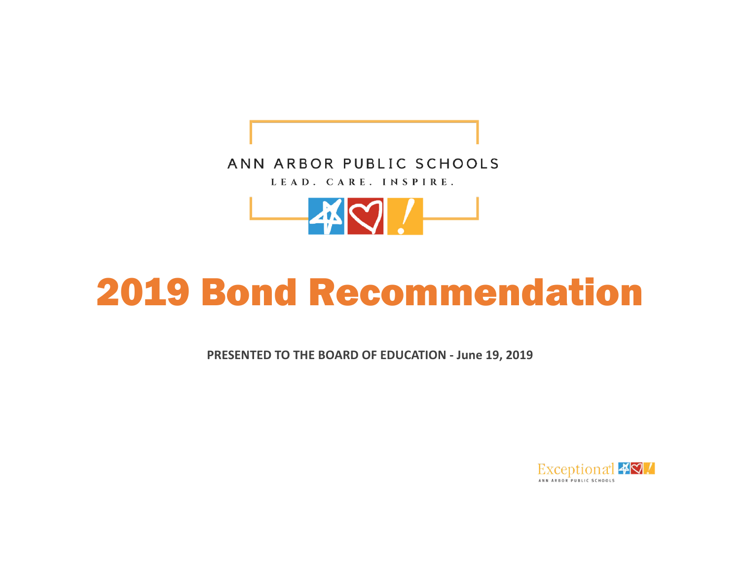ANN ARBOR PUBLIC SCHOOLS

LEAD. CARE. INSPIRE.

# 2019 Bond Recommendation

**PRESENTED TO THE BOARD OF EDUCATION - June 19, 2019**

Exceptional ANN ARBOR PUBLIC SCHOOLS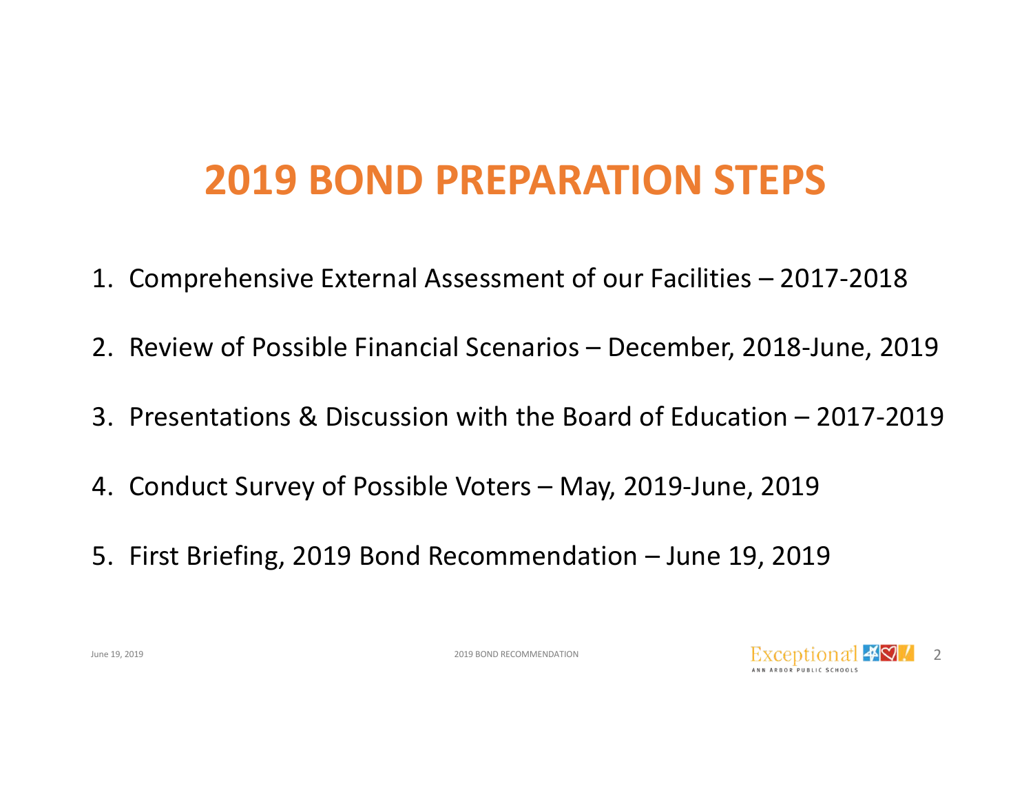# 2019 BOND PREPARATION STEPS

1. Comprehensive External Assessment of our Facilities – 2017-2018
2. Review of Possible Financial Scenarios – December, 2018-June, 2019
3. Presentations & Discussion with the Board of Education – 2017-2019
4. Conduct Survey of Possible Voters – May, 2019-June, 2019
5. First Briefing, 2019 Bond Recommendation – June 19, 2019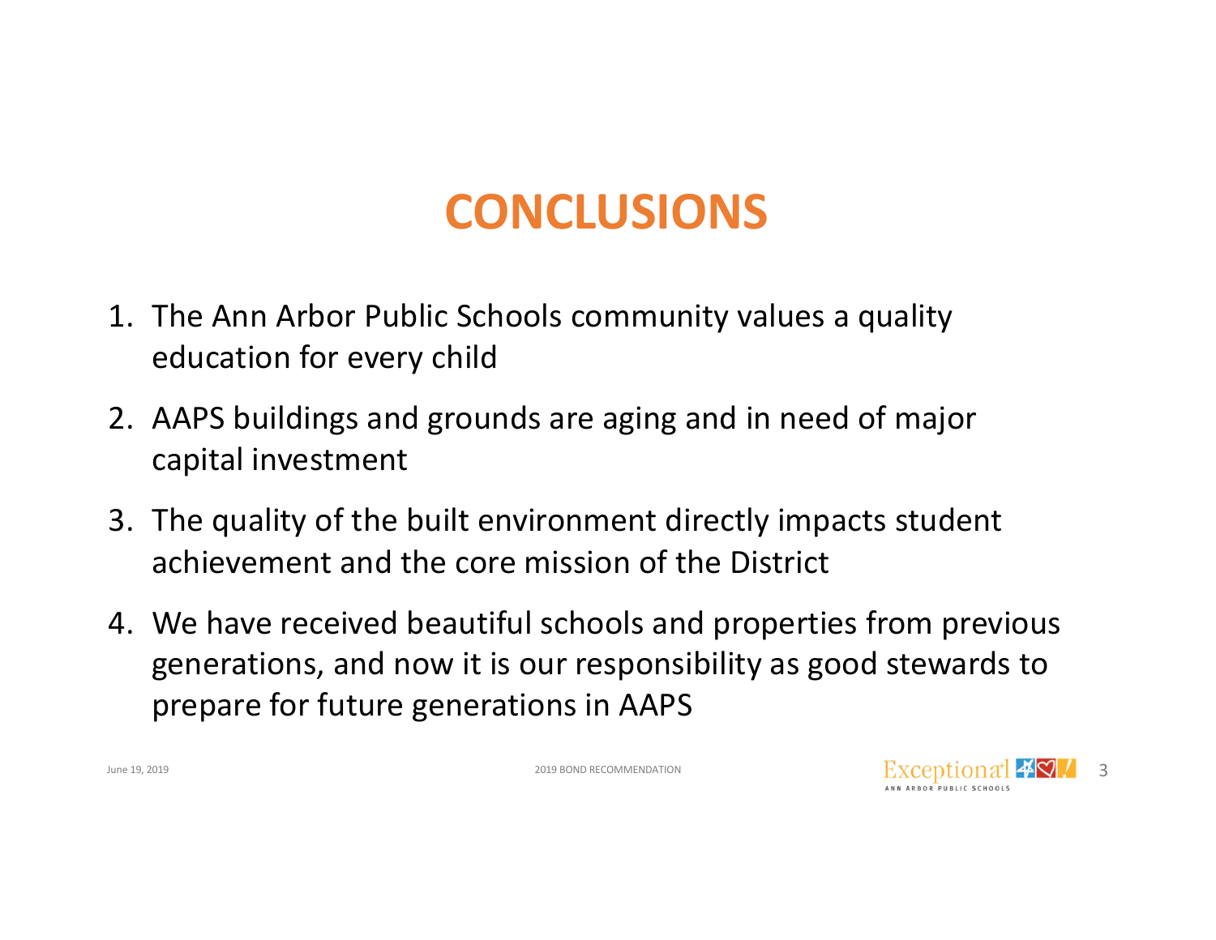# CONCLUSIONS

1. The Ann Arbor Public Schools community values a quality education for every child
2. AAPS buildings and grounds are aging and in need of major capital investment
3. The quality of the built environment directly impacts student achievement and the core mission of the District
4. We have received beautiful schools and properties from previous generations, and now it is our responsibility as good stewards to prepare for future generations in AAPS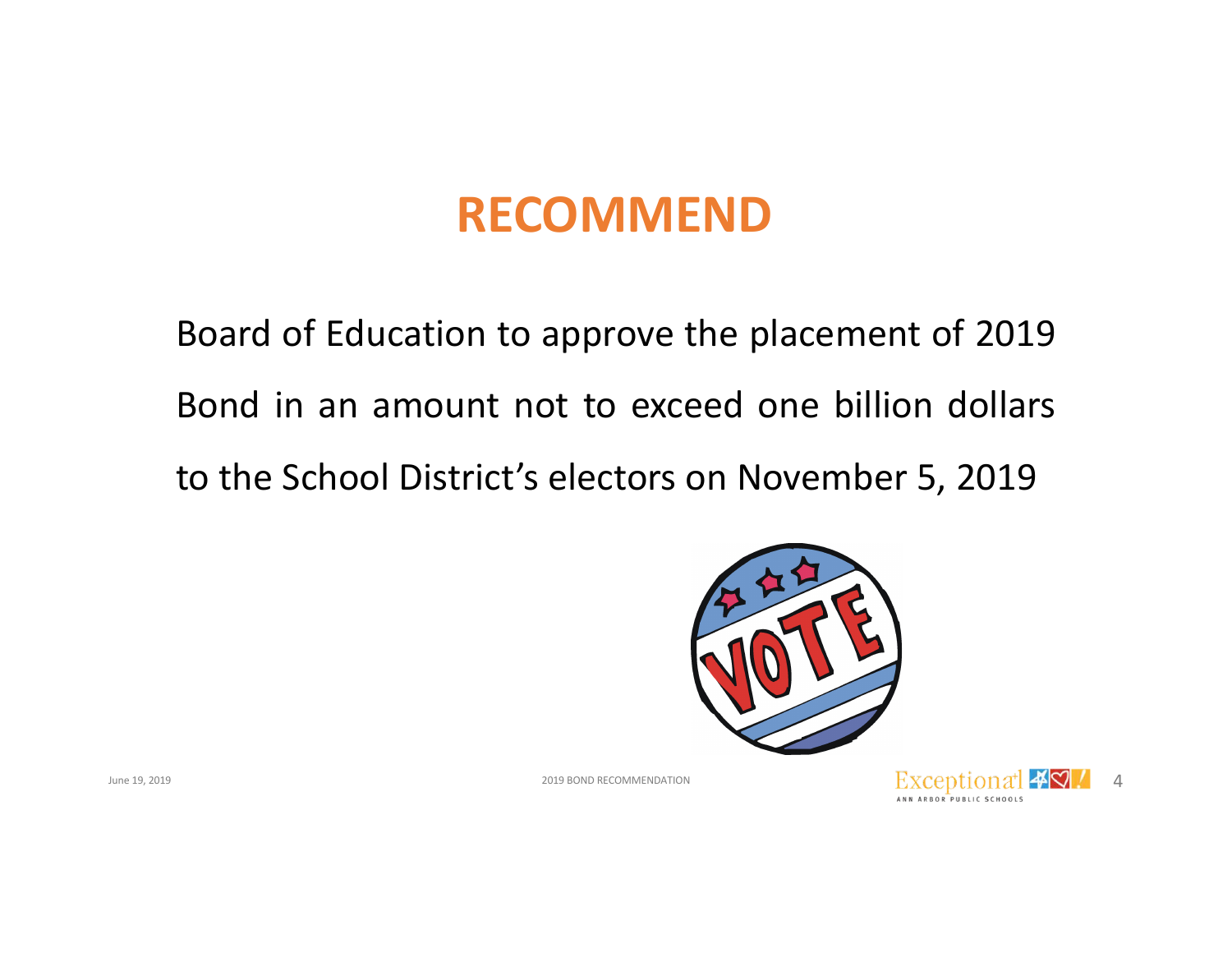# RECOMMEND

Board of Education to approve the placement of 2019 Bond in an amount not to exceed one billion dollars to the School District's electors on November 5, 2019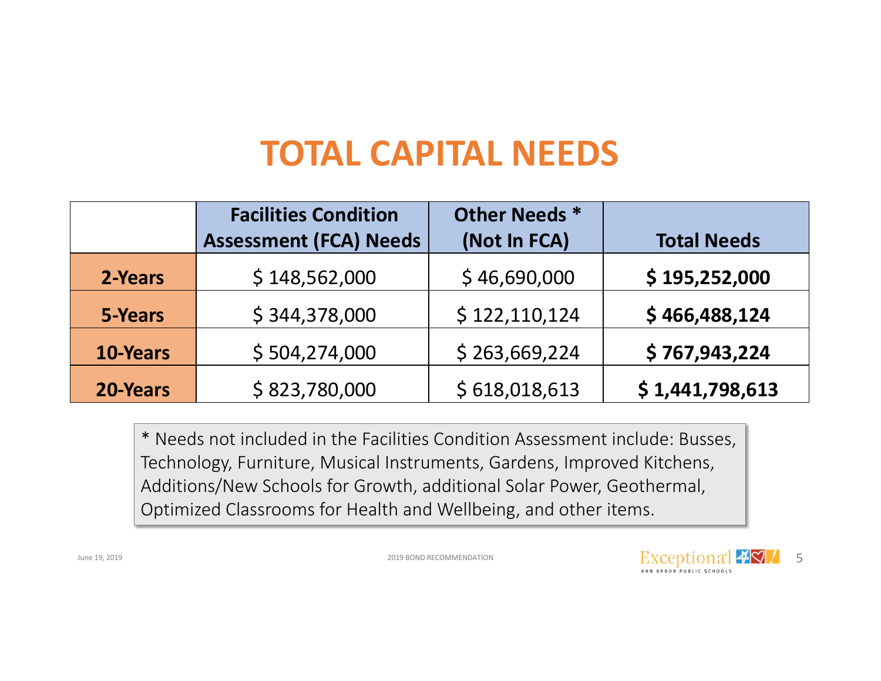# TOTAL CAPITAL NEEDS

| | Facilities Condition Assessment (FCA) Needs | Other Needs * (Not In FCA) | Total Needs |
|---|---|---|---|
| **2-Years** | $ 148,562,000 | $ 46,690,000 | **$ 195,252,000** |
| **5-Years** | $ 344,378,000 | $ 122,110,124 | **$ 466,488,124** |
| **10-Years** | $ 504,274,000 | $ 263,669,224 | **$ 767,943,224** |
| **20-Years** | $ 823,780,000 | $ 618,018,613 | **$ 1,441,798,613** |

* Needs not included in the Facilities Condition Assessment include: Busses, Technology, Furniture, Musical Instruments, Gardens, Improved Kitchens, Additions/New Schools for Growth, additional Solar Power, Geothermal, Optimized Classrooms for Health and Wellbeing, and other items.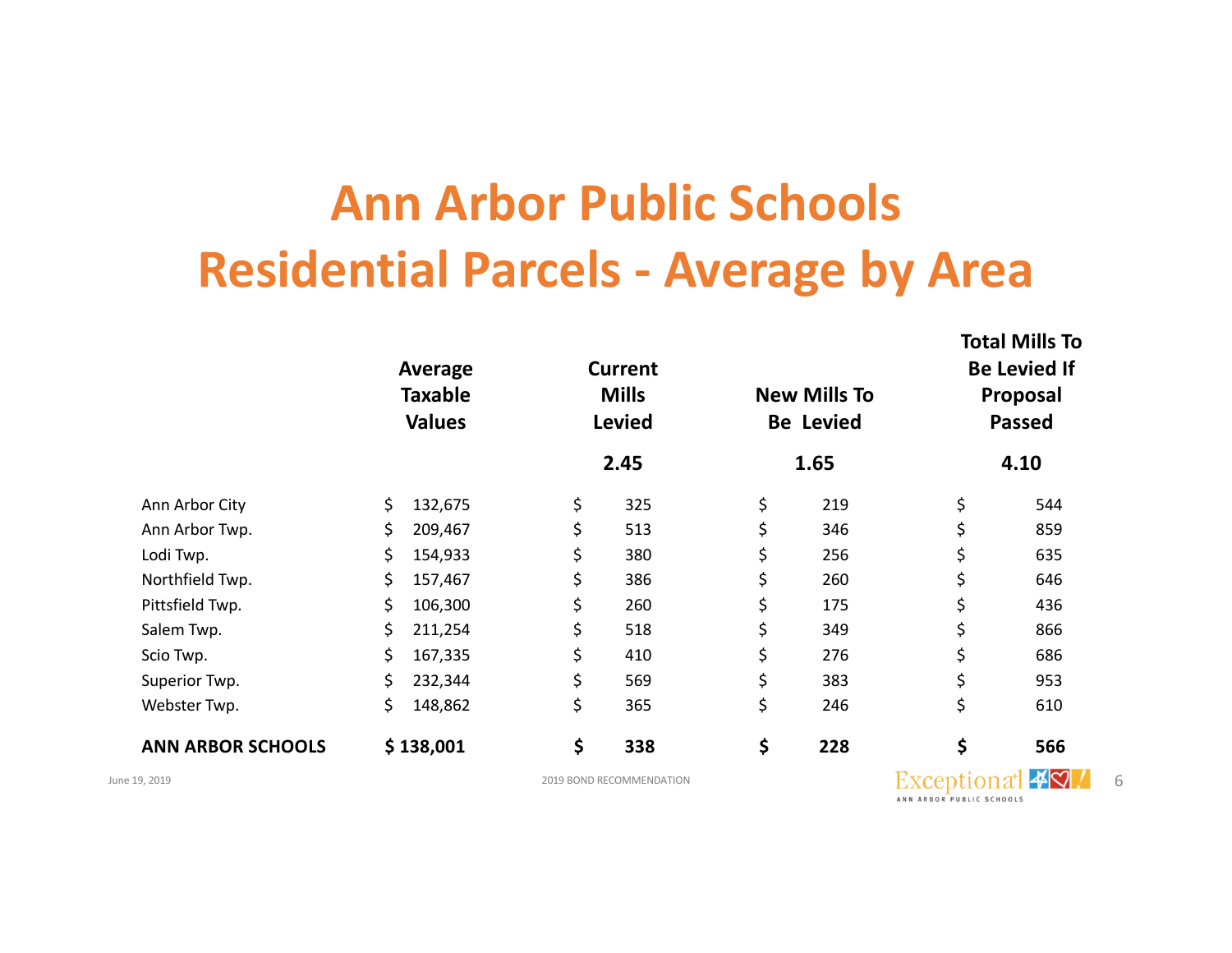# Ann Arbor Public Schools
# Residential Parcels - Average by Area

| | Average Taxable Values | Current Mills Levied | New Mills To Be Levied | Total Mills To Be Levied If Proposal Passed |
|---|---|---|---|---|
| | | **2.45** | **1.65** | **4.10** |
| Ann Arbor City | $ 132,675 | $ 325 | $ 219 | $ 544 |
| Ann Arbor Twp. | $ 209,467 | $ 513 | $ 346 | $ 859 |
| Lodi Twp. | $ 154,933 | $ 380 | $ 256 | $ 635 |
| Northfield Twp. | $ 157,467 | $ 386 | $ 260 | $ 646 |
| Pittsfield Twp. | $ 106,300 | $ 260 | $ 175 | $ 436 |
| Salem Twp. | $ 211,254 | $ 518 | $ 349 | $ 866 |
| Scio Twp. | $ 167,335 | $ 410 | $ 276 | $ 686 |
| Superior Twp. | $ 232,344 | $ 569 | $ 383 | $ 953 |
| Webster Twp. | $ 148,862 | $ 365 | $ 246 | $ 610 |
| **ANN ARBOR SCHOOLS** | **$ 138,001** | **$ 338** | **$ 228** | **$ 566** |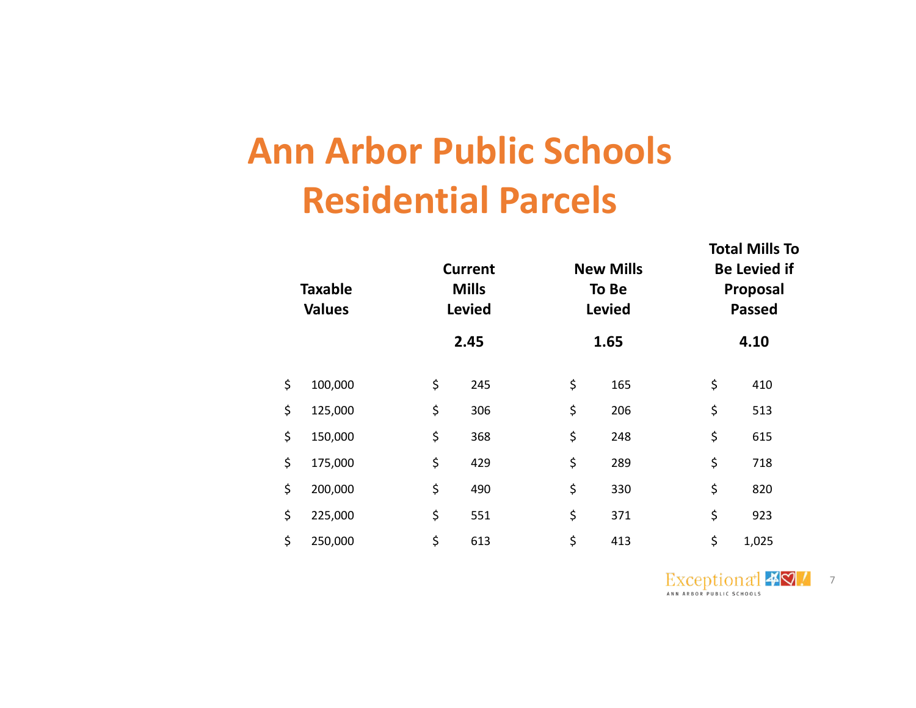# Ann Arbor Public Schools
# Residential Parcels

| Taxable Values | Current Mills Levied | New Mills To Be Levied | Total Mills To Be Levied if Proposal Passed |
|---|---|---|---|
| | **2.45** | **1.65** | **4.10** |
| $ 100,000 | $ 245 | $ 165 | $ 410 |
| $ 125,000 | $ 306 | $ 206 | $ 513 |
| $ 150,000 | $ 368 | $ 248 | $ 615 |
| $ 175,000 | $ 429 | $ 289 | $ 718 |
| $ 200,000 | $ 490 | $ 330 | $ 820 |
| $ 225,000 | $ 551 | $ 371 | $ 923 |
| $ 250,000 | $ 613 | $ 413 | $ 1,025 |

Exceptional
ANN ARBOR PUBLIC SCHOOLS